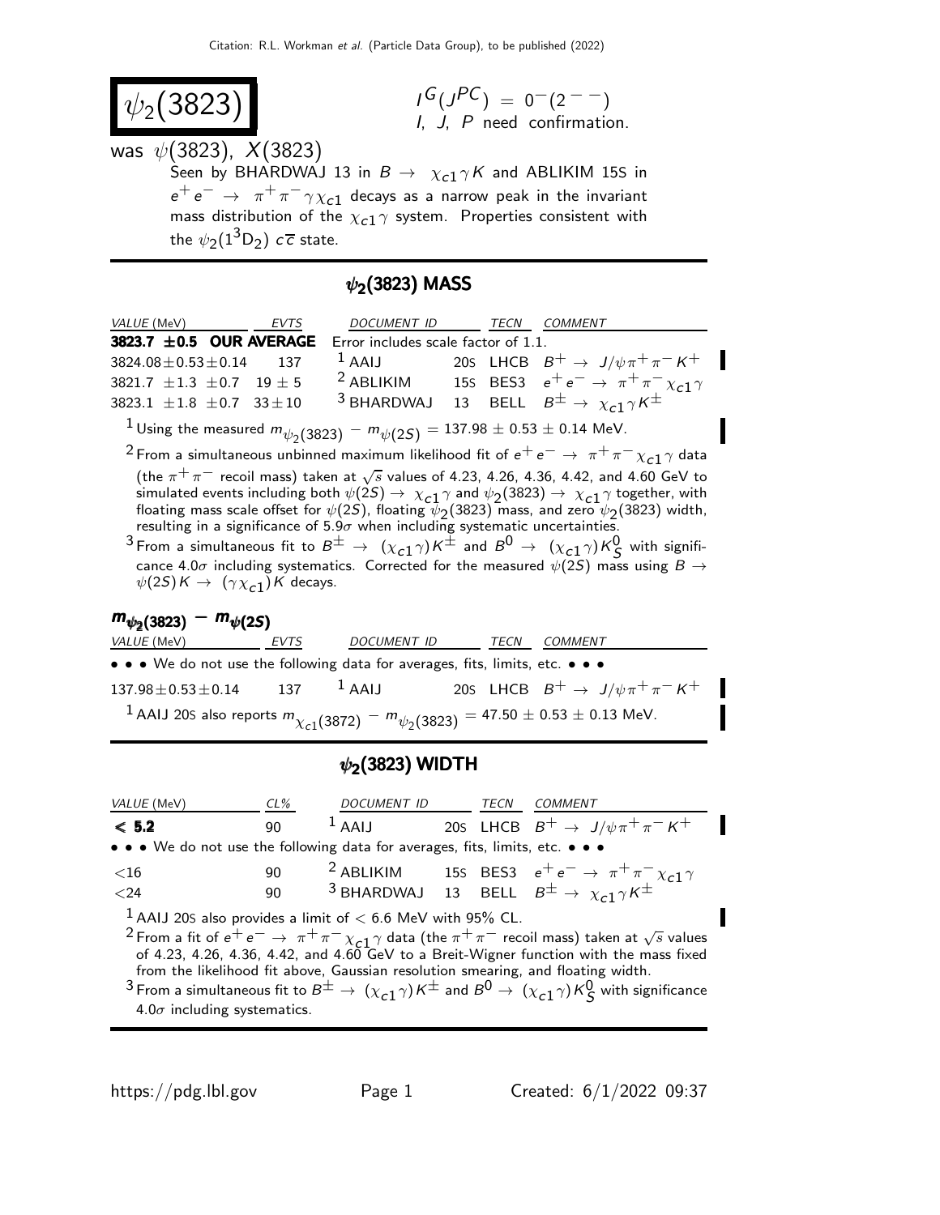Citation: R.L. Workman et al. (Particle Data Group), to be published (2022)

# $\psi_2(3823)$

$I^G(J^{PC}) = 0^-(2^{--})$
I, J, P need confirmation.

was $\psi(3823)$, $X(3823)$

Seen by BHARDWAJ 13 in $B \to \chi_{c1}\gamma K$ and ABLIKIM 15S in $e^+e^- \to \pi^+\pi^-\gamma\chi_{c1}$ decays as a narrow peak in the invariant mass distribution of the $\chi_{c1}\gamma$ system. Properties consistent with the $\psi_2(1^3D_2)$ $c\overline{c}$ state.

## $\psi_2(3823)$ MASS

| VALUE (MeV) | EVTS | DOCUMENT ID | | TECN | COMMENT |
|---|---|---|---|---|---|
| **3823.7 ±0.5 OUR AVERAGE** | Error includes scale factor of 1.1. | | | | |
| $3824.08\pm0.53\pm0.14$ | 137 | [1] AAIJ | 20S | LHCB | $B^+ \to J/\psi\pi^+\pi^-K^+$ |
| $3821.7 \pm1.3 \pm0.7$ | $19\pm5$ | [2] ABLIKIM | 15S | BES3 | $e^+e^- \to \pi^+\pi^-\chi_{c1}\gamma$ |
| $3823.1 \pm1.8 \pm0.7$ | $33\pm10$ | [3] BHARDWAJ | 13 | BELL | $B^\pm \to \chi_{c1}\gamma K^\pm$ |

[1] Using the measured $m_{\psi_2(3823)} - m_{\psi(2S)} = 137.98 \pm 0.53 \pm 0.14$ MeV.

[2] From a simultaneous unbinned maximum likelihood fit of $e^+e^- \to \pi^+\pi^-\chi_{c1}\gamma$ data (the $\pi^+\pi^-$ recoil mass) taken at $\sqrt{s}$ values of 4.23, 4.26, 4.36, 4.42, and 4.60 GeV to simulated events including both $\psi(2S) \to \chi_{c1}\gamma$ and $\psi_2(3823) \to \chi_{c1}\gamma$ together, with floating mass scale offset for $\psi(2S)$, floating $\psi_2(3823)$ mass, and zero $\psi_2(3823)$ width, resulting in a significance of $5.9\sigma$ when including systematic uncertainties.

[3] From a simultaneous fit to $B^\pm \to (\chi_{c1}\gamma)K^\pm$ and $B^0 \to (\chi_{c1}\gamma)K^0_S$ with significance $4.0\sigma$ including systematics. Corrected for the measured $\psi(2S)$ mass using $B \to \psi(2S)K \to (\gamma\chi_{c1})K$ decays.

### $m_{\psi_2(3823)} - m_{\psi(2S)}$

| VALUE (MeV) | EVTS | DOCUMENT ID | | TECN | COMMENT |
|---|---|---|---|---|---|
| • • • We do not use the following data for averages, fits, limits, etc. • • • | | | | | |
| $137.98\pm0.53\pm0.14$ | 137 | [1] AAIJ | 20S | LHCB | $B^+ \to J/\psi\pi^+\pi^-K^+$ |

[1] AAIJ 20S also reports $m_{\chi_{c1}(3872)} - m_{\psi_2(3823)} = 47.50 \pm 0.53 \pm 0.13$ MeV.

## $\psi_2(3823)$ WIDTH

| VALUE (MeV) | CL% | DOCUMENT ID | | TECN | COMMENT |
|---|---|---|---|---|---|
| **< 5.2** | 90 | [1] AAIJ | 20S | LHCB | $B^+ \to J/\psi\pi^+\pi^-K^+$ |
| • • • We do not use the following data for averages, fits, limits, etc. • • • | | | | | |
| $<16$ | 90 | [2] ABLIKIM | 15S | BES3 | $e^+e^- \to \pi^+\pi^-\chi_{c1}\gamma$ |
| $<24$ | 90 | [3] BHARDWAJ | 13 | BELL | $B^\pm \to \chi_{c1}\gamma K^\pm$ |

[1] AAIJ 20S also provides a limit of $< 6.6$ MeV with 95% CL.

[2] From a fit of $e^+e^- \to \pi^+\pi^-\chi_{c1}\gamma$ data (the $\pi^+\pi^-$ recoil mass) taken at $\sqrt{s}$ values of 4.23, 4.26, 4.36, 4.42, and 4.60 GeV to a Breit-Wigner function with the mass fixed from the likelihood fit above, Gaussian resolution smearing, and floating width.

[3] From a simultaneous fit to $B^\pm \to (\chi_{c1}\gamma)K^\pm$ and $B^0 \to (\chi_{c1}\gamma)K^0_S$ with significance $4.0\sigma$ including systematics.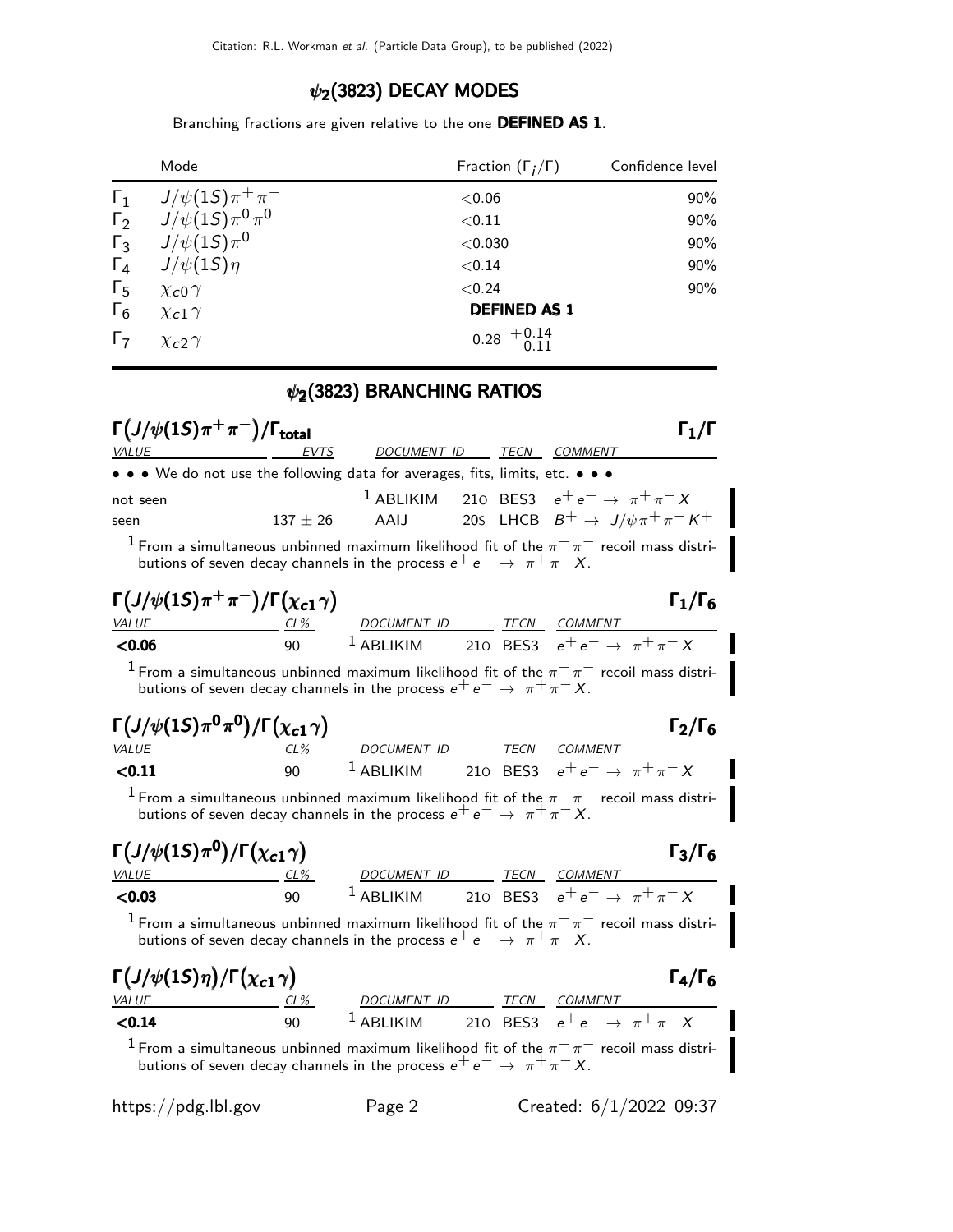## $\psi_2(3823)$ DECAY MODES

Branching fractions are given relative to the one **DEFINED AS 1**.

| | Mode | Fraction ($\Gamma_i/\Gamma$) | Confidence level |
|---|---|---|---|
| $\Gamma_1$ | $J/\psi(1S)\pi^+\pi^-$ | $<0.06$ | 90% |
| $\Gamma_2$ | $J/\psi(1S)\pi^0\pi^0$ | $<0.11$ | 90% |
| $\Gamma_3$ | $J/\psi(1S)\pi^0$ | $<0.030$ | 90% |
| $\Gamma_4$ | $J/\psi(1S)\eta$ | $<0.14$ | 90% |
| $\Gamma_5$ | $\chi_{c0}\gamma$ | $<0.24$ | 90% |
| $\Gamma_6$ | $\chi_{c1}\gamma$ | **DEFINED AS 1** | |
| $\Gamma_7$ | $\chi_{c2}\gamma$ | $0.28\ ^{+0.14}_{-0.11}$ | |

## $\psi_2(3823)$ BRANCHING RATIOS

### $\Gamma(J/\psi(1S)\pi^+\pi^-)/\Gamma_{total}$ — $\Gamma_1/\Gamma$

| VALUE | EVTS | DOCUMENT ID | | TECN | COMMENT |
|---|---|---|---|---|---|
| • • • We do not use the following data for averages, fits, limits, etc. • • • | | | | | |
| not seen | | ABLIKIM [1] | 21O | BES3 | $e^+e^- \to \pi^+\pi^- X$ |
| seen | $137 \pm 26$ | AAIJ | 20S | LHCB | $B^+ \to J/\psi\pi^+\pi^- K^+$ |

[1] From a simultaneous unbinned maximum likelihood fit of the $\pi^+\pi^-$ recoil mass distributions of seven decay channels in the process $e^+e^- \to \pi^+\pi^- X$.

### $\Gamma(J/\psi(1S)\pi^+\pi^-)/\Gamma(\chi_{c1}\gamma)$ — $\Gamma_1/\Gamma_6$

| VALUE | CL% | DOCUMENT ID | | TECN | COMMENT |
|---|---|---|---|---|---|
| **<0.06** | 90 | ABLIKIM [1] | 21O | BES3 | $e^+e^- \to \pi^+\pi^- X$ |

[1] From a simultaneous unbinned maximum likelihood fit of the $\pi^+\pi^-$ recoil mass distributions of seven decay channels in the process $e^+e^- \to \pi^+\pi^- X$.

### $\Gamma(J/\psi(1S)\pi^0\pi^0)/\Gamma(\chi_{c1}\gamma)$ — $\Gamma_2/\Gamma_6$

| VALUE | CL% | DOCUMENT ID | | TECN | COMMENT |
|---|---|---|---|---|---|
| **<0.11** | 90 | ABLIKIM [1] | 21O | BES3 | $e^+e^- \to \pi^+\pi^- X$ |

[1] From a simultaneous unbinned maximum likelihood fit of the $\pi^+\pi^-$ recoil mass distributions of seven decay channels in the process $e^+e^- \to \pi^+\pi^- X$.

### $\Gamma(J/\psi(1S)\pi^0)/\Gamma(\chi_{c1}\gamma)$ — $\Gamma_3/\Gamma_6$

| VALUE | CL% | DOCUMENT ID | | TECN | COMMENT |
|---|---|---|---|---|---|
| **<0.03** | 90 | ABLIKIM [1] | 21O | BES3 | $e^+e^- \to \pi^+\pi^- X$ |

[1] From a simultaneous unbinned maximum likelihood fit of the $\pi^+\pi^-$ recoil mass distributions of seven decay channels in the process $e^+e^- \to \pi^+\pi^- X$.

### $\Gamma(J/\psi(1S)\eta)/\Gamma(\chi_{c1}\gamma)$ — $\Gamma_4/\Gamma_6$

| VALUE | CL% | DOCUMENT ID | | TECN | COMMENT |
|---|---|---|---|---|---|
| **<0.14** | 90 | ABLIKIM [1] | 21O | BES3 | $e^+e^- \to \pi^+\pi^- X$ |

[1] From a simultaneous unbinned maximum likelihood fit of the $\pi^+\pi^-$ recoil mass distributions of seven decay channels in the process $e^+e^- \to \pi^+\pi^- X$.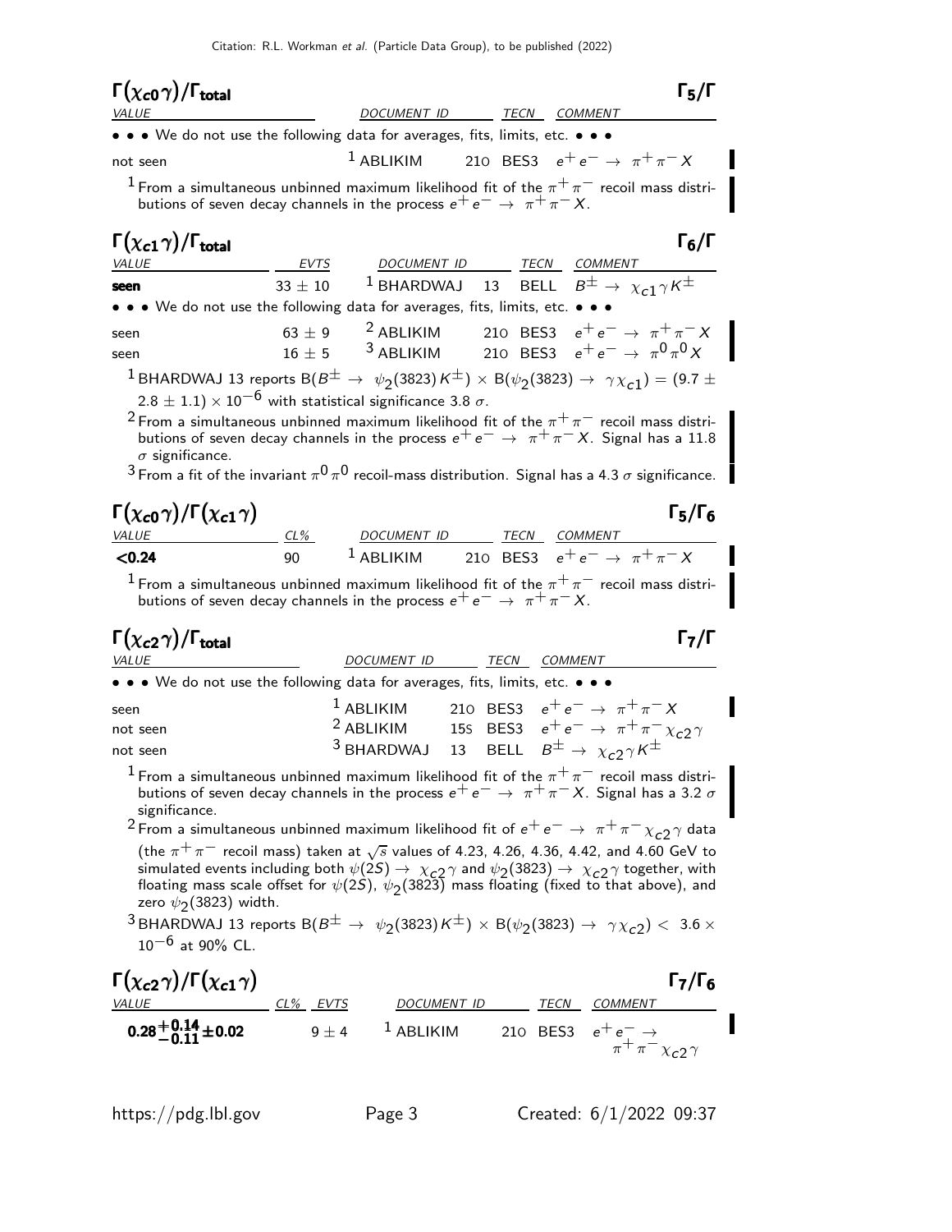## $\Gamma(\chi_{c0}\gamma)/\Gamma_{\text{total}}$ $\Gamma_5/\Gamma$

| VALUE | DOCUMENT ID | TECN | COMMENT |
|---|---|---|---|
| • • • We do not use the following data for averages, fits, limits, etc. • • • | | | |
| not seen | [1] ABLIKIM 21O | BES3 | $e^+e^- \to \pi^+\pi^- X$ |

[1] From a simultaneous unbinned maximum likelihood fit of the $\pi^+\pi^-$ recoil mass distributions of seven decay channels in the process $e^+e^- \to \pi^+\pi^- X$.

## $\Gamma(\chi_{c1}\gamma)/\Gamma_{\text{total}}$ $\Gamma_6/\Gamma$

| VALUE | EVTS | DOCUMENT ID | TECN | COMMENT |
|---|---|---|---|---|
| **seen** | $33 \pm 10$ | [1] BHARDWAJ 13 | BELL | $B^\pm \to \chi_{c1}\gamma K^\pm$ |
| • • • We do not use the following data for averages, fits, limits, etc. • • • | | | | |
| seen | $63 \pm 9$ | [2] ABLIKIM 21O | BES3 | $e^+e^- \to \pi^+\pi^- X$ |
| seen | $16 \pm 5$ | [3] ABLIKIM 21O | BES3 | $e^+e^- \to \pi^0\pi^0 X$ |

[1] BHARDWAJ 13 reports $B(B^\pm \to \psi_2(3823)K^\pm) \times B(\psi_2(3823) \to \gamma\chi_{c1}) = (9.7 \pm 2.8 \pm 1.1) \times 10^{-6}$ with statistical significance 3.8 $\sigma$.

[2] From a simultaneous unbinned maximum likelihood fit of the $\pi^+\pi^-$ recoil mass distributions of seven decay channels in the process $e^+e^- \to \pi^+\pi^- X$. Signal has a 11.8 $\sigma$ significance.

[3] From a fit of the invariant $\pi^0\pi^0$ recoil-mass distribution. Signal has a 4.3 $\sigma$ significance.

## $\Gamma(\chi_{c0}\gamma)/\Gamma(\chi_{c1}\gamma)$ $\Gamma_5/\Gamma_6$

| VALUE | CL% | DOCUMENT ID | TECN | COMMENT |
|---|---|---|---|---|
| **<0.24** | 90 | [1] ABLIKIM 21O | BES3 | $e^+e^- \to \pi^+\pi^- X$ |

[1] From a simultaneous unbinned maximum likelihood fit of the $\pi^+\pi^-$ recoil mass distributions of seven decay channels in the process $e^+e^- \to \pi^+\pi^- X$.

## $\Gamma(\chi_{c2}\gamma)/\Gamma_{\text{total}}$ $\Gamma_7/\Gamma$

| VALUE | DOCUMENT ID | TECN | COMMENT |
|---|---|---|---|
| • • • We do not use the following data for averages, fits, limits, etc. • • • | | | |
| seen | [1] ABLIKIM 21O | BES3 | $e^+e^- \to \pi^+\pi^- X$ |
| not seen | [2] ABLIKIM 15S | BES3 | $e^+e^- \to \pi^+\pi^-\chi_{c2}\gamma$ |
| not seen | [3] BHARDWAJ 13 | BELL | $B^\pm \to \chi_{c2}\gamma K^\pm$ |

[1] From a simultaneous unbinned maximum likelihood fit of the $\pi^+\pi^-$ recoil mass distributions of seven decay channels in the process $e^+e^- \to \pi^+\pi^- X$. Signal has a 3.2 $\sigma$ significance.

[2] From a simultaneous unbinned maximum likelihood fit of $e^+e^- \to \pi^+\pi^-\chi_{c2}\gamma$ data (the $\pi^+\pi^-$ recoil mass) taken at $\sqrt{s}$ values of 4.23, 4.26, 4.36, 4.42, and 4.60 GeV to simulated events including both $\psi(2S) \to \chi_{c2}\gamma$ and $\psi_2(3823) \to \chi_{c2}\gamma$ together, with floating mass scale offset for $\psi(2S)$, $\psi_2(3823)$ mass floating (fixed to that above), and zero $\psi_2(3823)$ width.

[3] BHARDWAJ 13 reports $B(B^\pm \to \psi_2(3823)K^\pm) \times B(\psi_2(3823) \to \gamma\chi_{c2}) < 3.6 \times 10^{-6}$ at 90% CL.

## $\Gamma(\chi_{c2}\gamma)/\Gamma(\chi_{c1}\gamma)$ $\Gamma_7/\Gamma_6$

| VALUE | CL% | EVTS | DOCUMENT ID | TECN | COMMENT |
|---|---|---|---|---|---|
| $\mathbf{0.28^{+0.14}_{-0.11} \pm 0.02}$ | | $9 \pm 4$ | [1] ABLIKIM 21O | BES3 | $e^+e^- \to \pi^+\pi^-\chi_{c2}\gamma$ |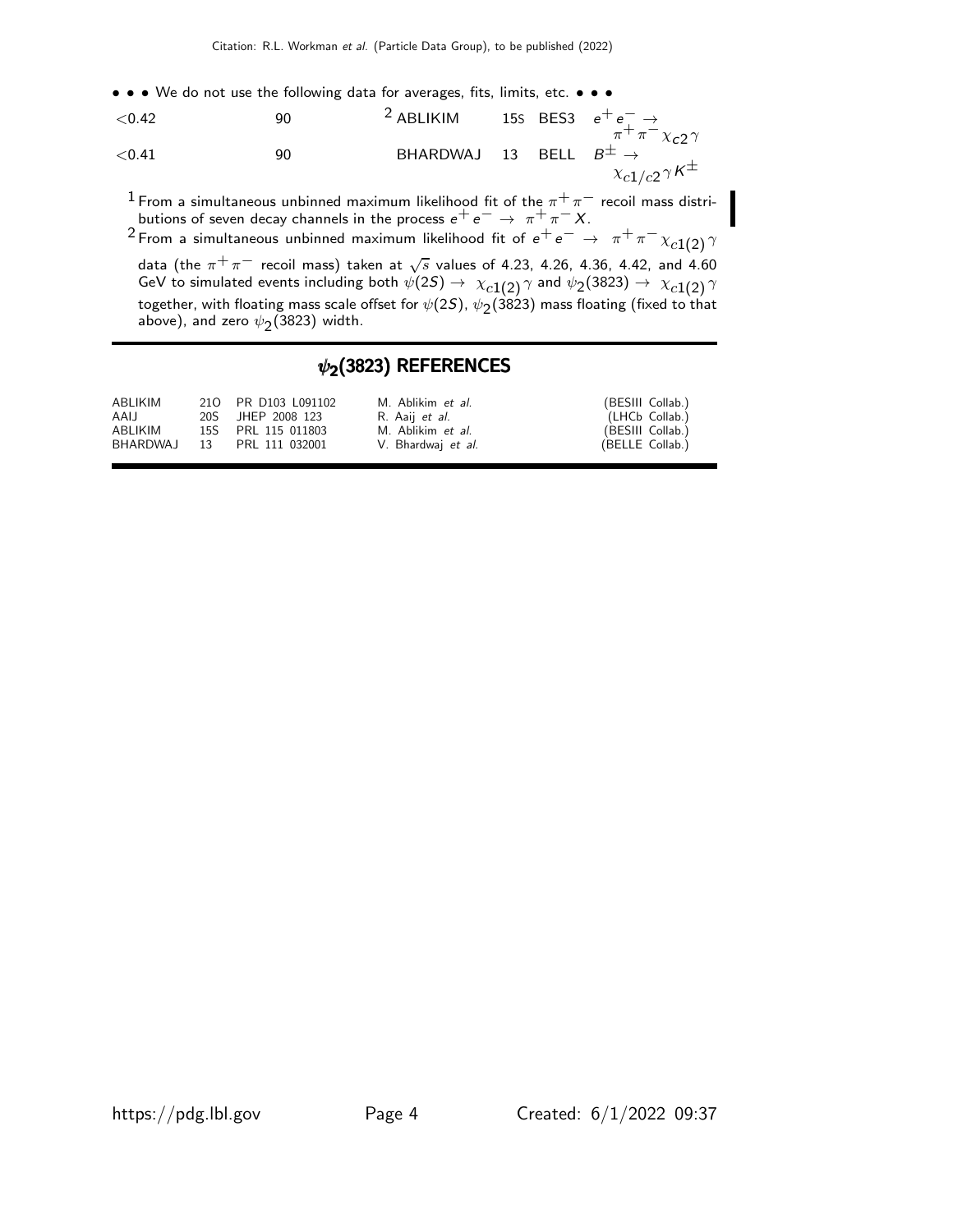• • • We do not use the following data for averages, fits, limits, etc. • • •

| | | | | | |
|---|---|---|---|---|---|
| <0.42 | 90 | [2] ABLIKIM | 15S | BES3 | $e^+e^- \to \pi^+\pi^-\chi_{c2}\gamma$ |
| <0.41 | 90 | BHARDWAJ | 13 | BELL | $B^\pm \to \chi_{c1/c2}\gamma K^\pm$ |

[1] From a simultaneous unbinned maximum likelihood fit of the $\pi^+\pi^-$ recoil mass distributions of seven decay channels in the process $e^+e^- \to \pi^+\pi^- X$.

[2] From a simultaneous unbinned maximum likelihood fit of $e^+e^- \to \pi^+\pi^-\chi_{c1(2)}\gamma$ data (the $\pi^+\pi^-$ recoil mass) taken at $\sqrt{s}$ values of 4.23, 4.26, 4.36, 4.42, and 4.60 GeV to simulated events including both $\psi(2S) \to \chi_{c1(2)}\gamma$ and $\psi_2(3823) \to \chi_{c1(2)}\gamma$ together, with floating mass scale offset for $\psi(2S)$, $\psi_2(3823)$ mass floating (fixed to that above), and zero $\psi_2(3823)$ width.

## $\psi_2(3823)$ REFERENCES

| | | | | |
|---|---|---|---|---|
| ABLIKIM | 21O | PR D103 L091102 | M. Ablikim *et al.* | (BESIII Collab.) |
| AAIJ | 20S | JHEP 2008 123 | R. Aaij *et al.* | (LHCb Collab.) |
| ABLIKIM | 15S | PRL 115 011803 | M. Ablikim *et al.* | (BESIII Collab.) |
| BHARDWAJ | 13 | PRL 111 032001 | V. Bhardwaj *et al.* | (BELLE Collab.) |